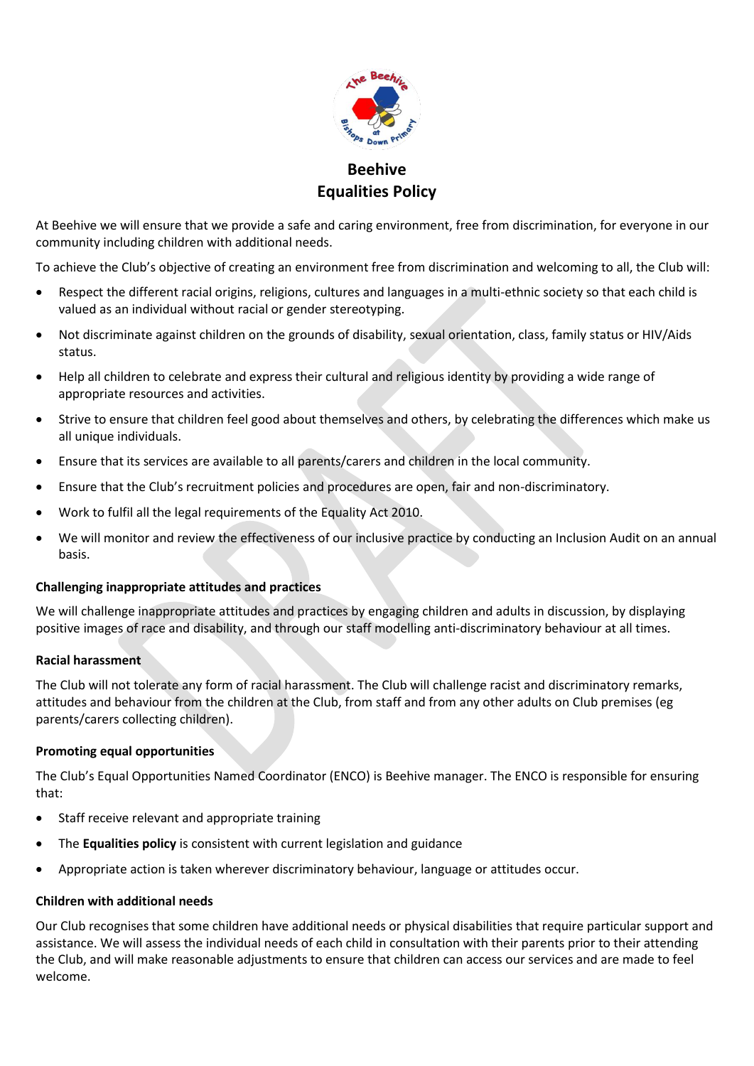# Beehive
# Equalities Policy

At Beehive we will ensure that we provide a safe and caring environment, free from discrimination, for everyone in our community including children with additional needs.

To achieve the Club's objective of creating an environment free from discrimination and welcoming to all, the Club will:

- Respect the different racial origins, religions, cultures and languages in a multi-ethnic society so that each child is valued as an individual without racial or gender stereotyping.
- Not discriminate against children on the grounds of disability, sexual orientation, class, family status or HIV/Aids status.
- Help all children to celebrate and express their cultural and religious identity by providing a wide range of appropriate resources and activities.
- Strive to ensure that children feel good about themselves and others, by celebrating the differences which make us all unique individuals.
- Ensure that its services are available to all parents/carers and children in the local community.
- Ensure that the Club's recruitment policies and procedures are open, fair and non-discriminatory.
- Work to fulfil all the legal requirements of the Equality Act 2010.
- We will monitor and review the effectiveness of our inclusive practice by conducting an Inclusion Audit on an annual basis.

### Challenging inappropriate attitudes and practices

We will challenge inappropriate attitudes and practices by engaging children and adults in discussion, by displaying positive images of race and disability, and through our staff modelling anti-discriminatory behaviour at all times.

### Racial harassment

The Club will not tolerate any form of racial harassment. The Club will challenge racist and discriminatory remarks, attitudes and behaviour from the children at the Club, from staff and from any other adults on Club premises (eg parents/carers collecting children).

### Promoting equal opportunities

The Club's Equal Opportunities Named Coordinator (ENCO) is Beehive manager. The ENCO is responsible for ensuring that:

- Staff receive relevant and appropriate training
- The **Equalities policy** is consistent with current legislation and guidance
- Appropriate action is taken wherever discriminatory behaviour, language or attitudes occur.

### Children with additional needs

Our Club recognises that some children have additional needs or physical disabilities that require particular support and assistance. We will assess the individual needs of each child in consultation with their parents prior to their attending the Club, and will make reasonable adjustments to ensure that children can access our services and are made to feel welcome.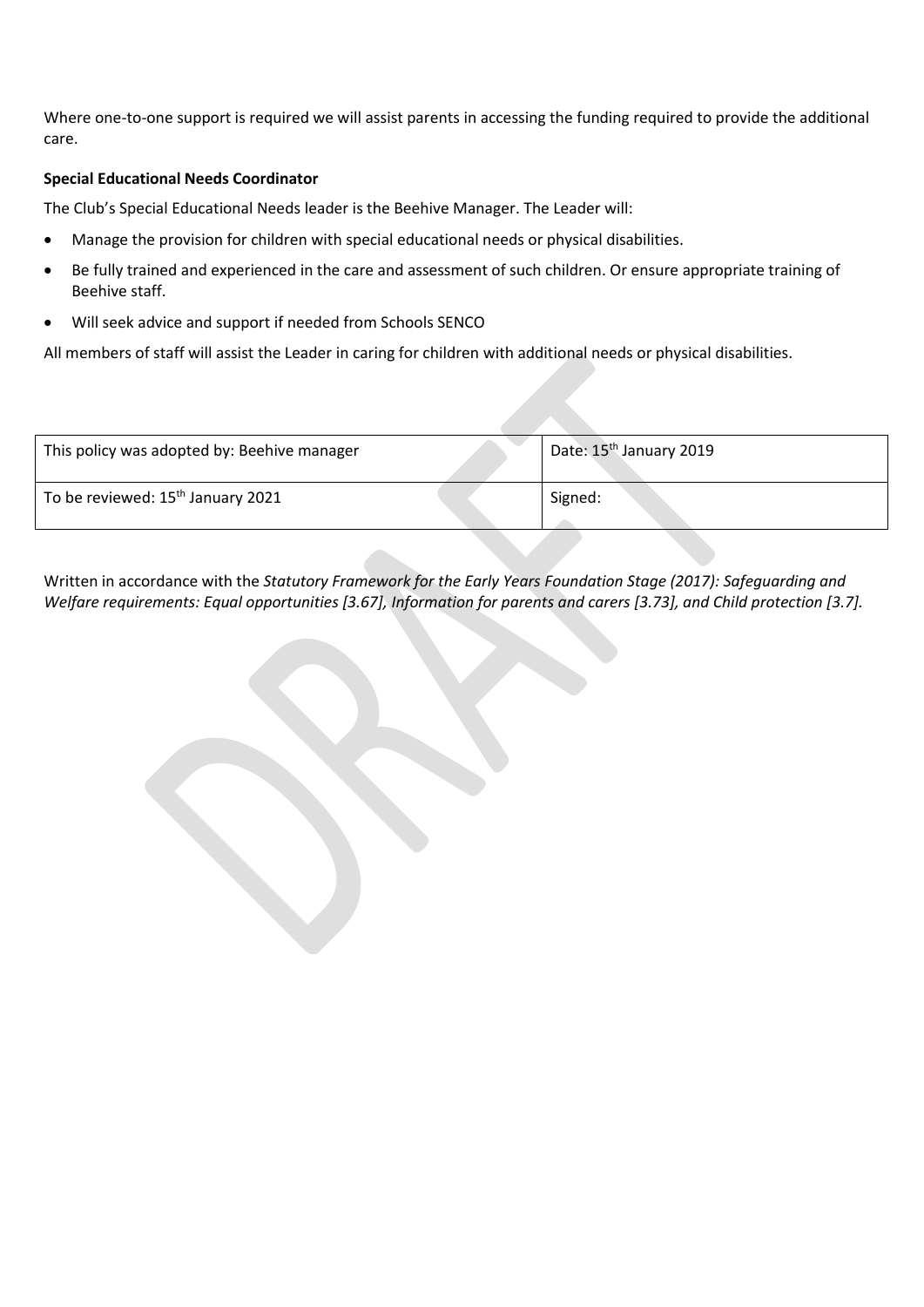Where one-to-one support is required we will assist parents in accessing the funding required to provide the additional care.

**Special Educational Needs Coordinator**

The Club's Special Educational Needs leader is the Beehive Manager. The Leader will:

- Manage the provision for children with special educational needs or physical disabilities.
- Be fully trained and experienced in the care and assessment of such children. Or ensure appropriate training of Beehive staff.
- Will seek advice and support if needed from Schools SENCO

All members of staff will assist the Leader in caring for children with additional needs or physical disabilities.

| | |
|---|---|
| This policy was adopted by: Beehive manager | Date: 15th January 2019 |
| To be reviewed: 15th January 2021 | Signed: |

Written in accordance with the *Statutory Framework for the Early Years Foundation Stage (2017): Safeguarding and Welfare requirements: Equal opportunities [3.67], Information for parents and carers [3.73], and Child protection [3.7].*